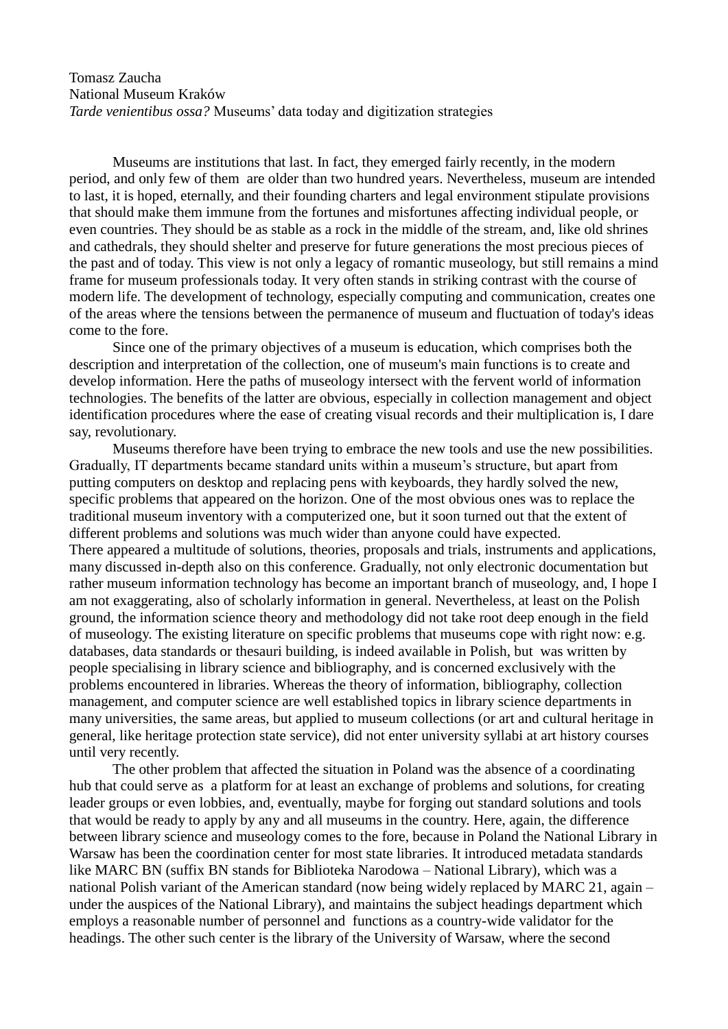Tomasz Zaucha
National Museum Kraków
*Tarde venientibus ossa?* Museums' data today and digitization strategies

Museums are institutions that last. In fact, they emerged fairly recently, in the modern period, and only few of them are older than two hundred years. Nevertheless, museum are intended to last, it is hoped, eternally, and their founding charters and legal environment stipulate provisions that should make them immune from the fortunes and misfortunes affecting individual people, or even countries. They should be as stable as a rock in the middle of the stream, and, like old shrines and cathedrals, they should shelter and preserve for future generations the most precious pieces of the past and of today. This view is not only a legacy of romantic museology, but still remains a mind frame for museum professionals today. It very often stands in striking contrast with the course of modern life. The development of technology, especially computing and communication, creates one of the areas where the tensions between the permanence of museum and fluctuation of today's ideas come to the fore.

Since one of the primary objectives of a museum is education, which comprises both the description and interpretation of the collection, one of museum's main functions is to create and develop information. Here the paths of museology intersect with the fervent world of information technologies. The benefits of the latter are obvious, especially in collection management and object identification procedures where the ease of creating visual records and their multiplication is, I dare say, revolutionary.

Museums therefore have been trying to embrace the new tools and use the new possibilities. Gradually, IT departments became standard units within a museum's structure, but apart from putting computers on desktop and replacing pens with keyboards, they hardly solved the new, specific problems that appeared on the horizon. One of the most obvious ones was to replace the traditional museum inventory with a computerized one, but it soon turned out that the extent of different problems and solutions was much wider than anyone could have expected.
There appeared a multitude of solutions, theories, proposals and trials, instruments and applications, many discussed in-depth also on this conference. Gradually, not only electronic documentation but rather museum information technology has become an important branch of museology, and, I hope I am not exaggerating, also of scholarly information in general. Nevertheless, at least on the Polish ground, the information science theory and methodology did not take root deep enough in the field of museology. The existing literature on specific problems that museums cope with right now: e.g. databases, data standards or thesauri building, is indeed available in Polish, but was written by people specialising in library science and bibliography, and is concerned exclusively with the problems encountered in libraries. Whereas the theory of information, bibliography, collection management, and computer science are well established topics in library science departments in many universities, the same areas, but applied to museum collections (or art and cultural heritage in general, like heritage protection state service), did not enter university syllabi at art history courses until very recently.

The other problem that affected the situation in Poland was the absence of a coordinating hub that could serve as a platform for at least an exchange of problems and solutions, for creating leader groups or even lobbies, and, eventually, maybe for forging out standard solutions and tools that would be ready to apply by any and all museums in the country. Here, again, the difference between library science and museology comes to the fore, because in Poland the National Library in Warsaw has been the coordination center for most state libraries. It introduced metadata standards like MARC BN (suffix BN stands for Biblioteka Narodowa – National Library), which was a national Polish variant of the American standard (now being widely replaced by MARC 21, again – under the auspices of the National Library), and maintains the subject headings department which employs a reasonable number of personnel and functions as a country-wide validator for the headings. The other such center is the library of the University of Warsaw, where the second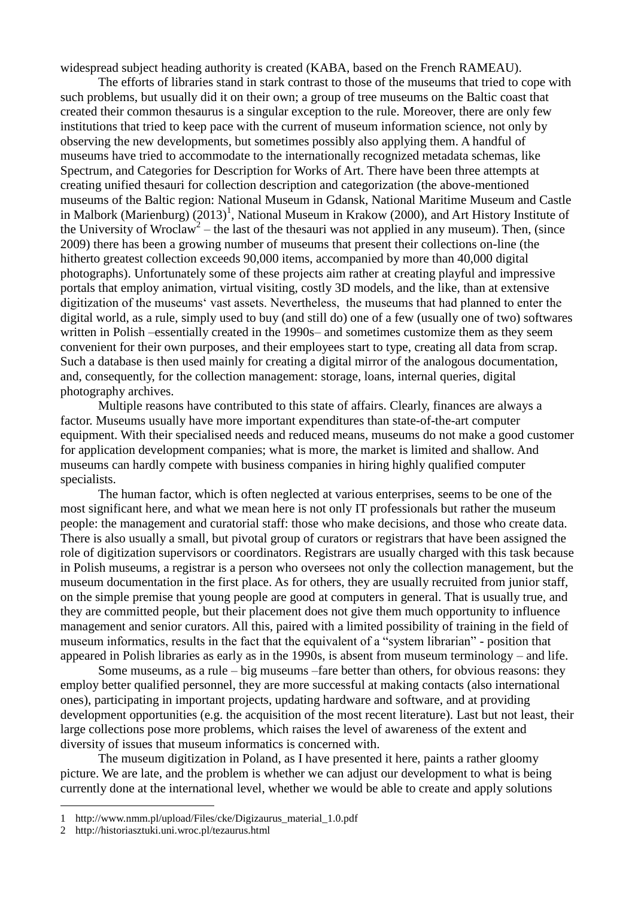widespread subject heading authority is created (KABA, based on the French RAMEAU).

The efforts of libraries stand in stark contrast to those of the museums that tried to cope with such problems, but usually did it on their own; a group of tree museums on the Baltic coast that created their common thesaurus is a singular exception to the rule. Moreover, there are only few institutions that tried to keep pace with the current of museum information science, not only by observing the new developments, but sometimes possibly also applying them. A handful of museums have tried to accommodate to the internationally recognized metadata schemas, like Spectrum, and Categories for Description for Works of Art. There have been three attempts at creating unified thesauri for collection description and categorization (the above-mentioned museums of the Baltic region: National Museum in Gdansk, National Maritime Museum and Castle in Malbork (Marienburg) (2013)[1], National Museum in Krakow (2000), and Art History Institute of the University of Wroclaw[2] – the last of the thesauri was not applied in any museum). Then, (since 2009) there has been a growing number of museums that present their collections on-line (the hitherto greatest collection exceeds 90,000 items, accompanied by more than 40,000 digital photographs). Unfortunately some of these projects aim rather at creating playful and impressive portals that employ animation, virtual visiting, costly 3D models, and the like, than at extensive digitization of the museums' vast assets. Nevertheless, the museums that had planned to enter the digital world, as a rule, simply used to buy (and still do) one of a few (usually one of two) softwares written in Polish –essentially created in the 1990s– and sometimes customize them as they seem convenient for their own purposes, and their employees start to type, creating all data from scrap. Such a database is then used mainly for creating a digital mirror of the analogous documentation, and, consequently, for the collection management: storage, loans, internal queries, digital photography archives.

Multiple reasons have contributed to this state of affairs. Clearly, finances are always a factor. Museums usually have more important expenditures than state-of-the-art computer equipment. With their specialised needs and reduced means, museums do not make a good customer for application development companies; what is more, the market is limited and shallow. And museums can hardly compete with business companies in hiring highly qualified computer specialists.

The human factor, which is often neglected at various enterprises, seems to be one of the most significant here, and what we mean here is not only IT professionals but rather the museum people: the management and curatorial staff: those who make decisions, and those who create data. There is also usually a small, but pivotal group of curators or registrars that have been assigned the role of digitization supervisors or coordinators. Registrars are usually charged with this task because in Polish museums, a registrar is a person who oversees not only the collection management, but the museum documentation in the first place. As for others, they are usually recruited from junior staff, on the simple premise that young people are good at computers in general. That is usually true, and they are committed people, but their placement does not give them much opportunity to influence management and senior curators. All this, paired with a limited possibility of training in the field of museum informatics, results in the fact that the equivalent of a "system librarian" - position that appeared in Polish libraries as early as in the 1990s, is absent from museum terminology – and life.

Some museums, as a rule – big museums –fare better than others, for obvious reasons: they employ better qualified personnel, they are more successful at making contacts (also international ones), participating in important projects, updating hardware and software, and at providing development opportunities (e.g. the acquisition of the most recent literature). Last but not least, their large collections pose more problems, which raises the level of awareness of the extent and diversity of issues that museum informatics is concerned with.

The museum digitization in Poland, as I have presented it here, paints a rather gloomy picture. We are late, and the problem is whether we can adjust our development to what is being currently done at the international level, whether we would be able to create and apply solutions

---

1 http://www.nmm.pl/upload/Files/cke/Digizaurus_material_1.0.pdf

2 http://historiasztuki.uni.wroc.pl/tezaurus.html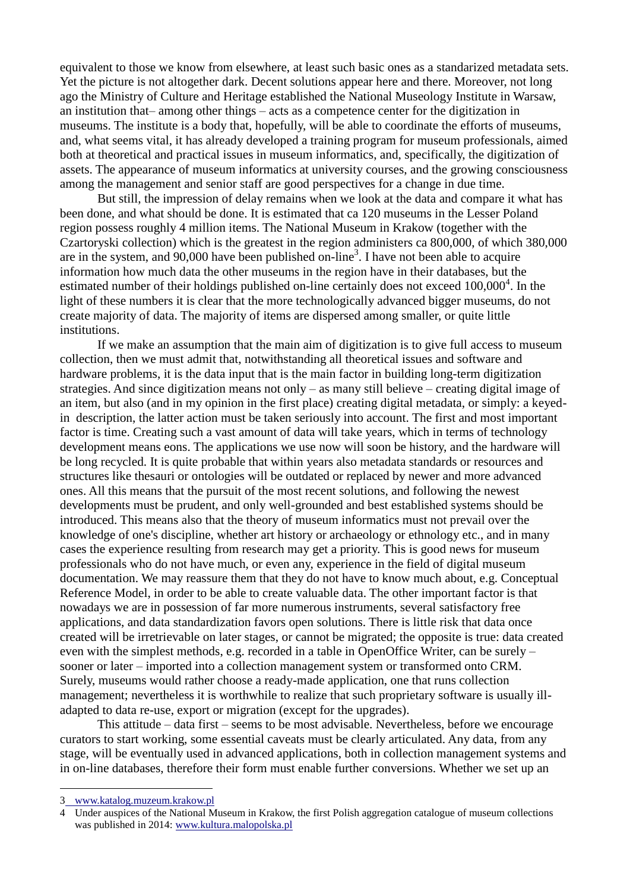equivalent to those we know from elsewhere, at least such basic ones as a standarized metadata sets. Yet the picture is not altogether dark. Decent solutions appear here and there. Moreover, not long ago the Ministry of Culture and Heritage established the National Museology Institute in Warsaw, an institution that– among other things – acts as a competence center for the digitization in museums. The institute is a body that, hopefully, will be able to coordinate the efforts of museums, and, what seems vital, it has already developed a training program for museum professionals, aimed both at theoretical and practical issues in museum informatics, and, specifically, the digitization of assets. The appearance of museum informatics at university courses, and the growing consciousness among the management and senior staff are good perspectives for a change in due time.

But still, the impression of delay remains when we look at the data and compare it what has been done, and what should be done. It is estimated that ca 120 museums in the Lesser Poland region possess roughly 4 million items. The National Museum in Krakow (together with the Czartoryski collection) which is the greatest in the region administers ca 800,000, of which 380,000 are in the system, and 90,000 have been published on-line[3]. I have not been able to acquire information how much data the other museums in the region have in their databases, but the estimated number of their holdings published on-line certainly does not exceed 100,000[4]. In the light of these numbers it is clear that the more technologically advanced bigger museums, do not create majority of data. The majority of items are dispersed among smaller, or quite little institutions.

If we make an assumption that the main aim of digitization is to give full access to museum collection, then we must admit that, notwithstanding all theoretical issues and software and hardware problems, it is the data input that is the main factor in building long-term digitization strategies. And since digitization means not only – as many still believe – creating digital image of an item, but also (and in my opinion in the first place) creating digital metadata, or simply: a keyed-in description, the latter action must be taken seriously into account. The first and most important factor is time. Creating such a vast amount of data will take years, which in terms of technology development means eons. The applications we use now will soon be history, and the hardware will be long recycled. It is quite probable that within years also metadata standards or resources and structures like thesauri or ontologies will be outdated or replaced by newer and more advanced ones. All this means that the pursuit of the most recent solutions, and following the newest developments must be prudent, and only well-grounded and best established systems should be introduced. This means also that the theory of museum informatics must not prevail over the knowledge of one's discipline, whether art history or archaeology or ethnology etc., and in many cases the experience resulting from research may get a priority. This is good news for museum professionals who do not have much, or even any, experience in the field of digital museum documentation. We may reassure them that they do not have to know much about, e.g. Conceptual Reference Model, in order to be able to create valuable data. The other important factor is that nowadays we are in possession of far more numerous instruments, several satisfactory free applications, and data standardization favors open solutions. There is little risk that data once created will be irretrievable on later stages, or cannot be migrated; the opposite is true: data created even with the simplest methods, e.g. recorded in a table in OpenOffice Writer, can be surely – sooner or later – imported into a collection management system or transformed onto CRM. Surely, museums would rather choose a ready-made application, one that runs collection management; nevertheless it is worthwhile to realize that such proprietary software is usually ill-adapted to data re-use, export or migration (except for the upgrades).

This attitude – data first – seems to be most advisable. Nevertheless, before we encourage curators to start working, some essential caveats must be clearly articulated. Any data, from any stage, will be eventually used in advanced applications, both in collection management systems and in on-line databases, therefore their form must enable further conversions. Whether we set up an

---

3 www.katalog.muzeum.krakow.pl

4 Under auspices of the National Museum in Krakow, the first Polish aggregation catalogue of museum collections was published in 2014: www.kultura.malopolska.pl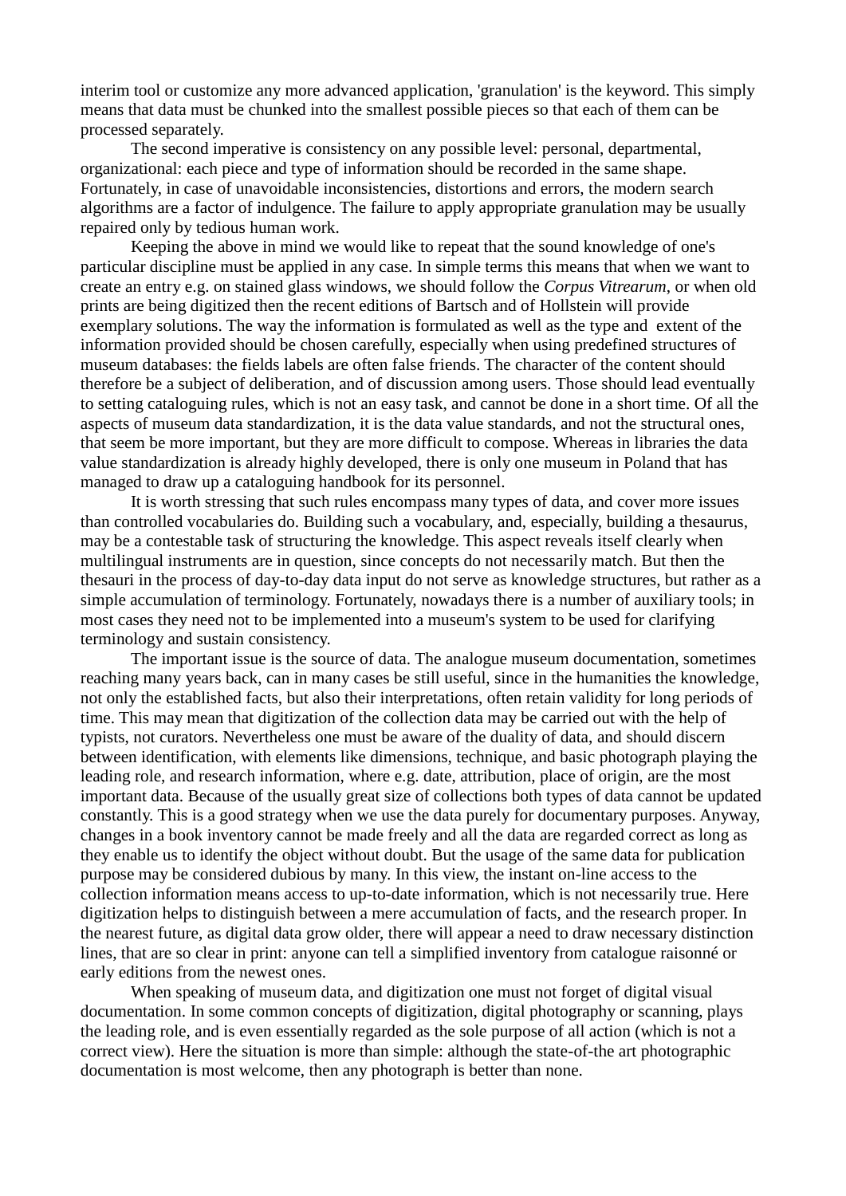interim tool or customize any more advanced application, 'granulation' is the keyword. This simply means that data must be chunked into the smallest possible pieces so that each of them can be processed separately.

The second imperative is consistency on any possible level: personal, departmental, organizational: each piece and type of information should be recorded in the same shape. Fortunately, in case of unavoidable inconsistencies, distortions and errors, the modern search algorithms are a factor of indulgence. The failure to apply appropriate granulation may be usually repaired only by tedious human work.

Keeping the above in mind we would like to repeat that the sound knowledge of one's particular discipline must be applied in any case. In simple terms this means that when we want to create an entry e.g. on stained glass windows, we should follow the *Corpus Vitrearum*, or when old prints are being digitized then the recent editions of Bartsch and of Hollstein will provide exemplary solutions. The way the information is formulated as well as the type and extent of the information provided should be chosen carefully, especially when using predefined structures of museum databases: the fields labels are often false friends. The character of the content should therefore be a subject of deliberation, and of discussion among users. Those should lead eventually to setting cataloguing rules, which is not an easy task, and cannot be done in a short time. Of all the aspects of museum data standardization, it is the data value standards, and not the structural ones, that seem be more important, but they are more difficult to compose. Whereas in libraries the data value standardization is already highly developed, there is only one museum in Poland that has managed to draw up a cataloguing handbook for its personnel.

It is worth stressing that such rules encompass many types of data, and cover more issues than controlled vocabularies do. Building such a vocabulary, and, especially, building a thesaurus, may be a contestable task of structuring the knowledge. This aspect reveals itself clearly when multilingual instruments are in question, since concepts do not necessarily match. But then the thesauri in the process of day-to-day data input do not serve as knowledge structures, but rather as a simple accumulation of terminology. Fortunately, nowadays there is a number of auxiliary tools; in most cases they need not to be implemented into a museum's system to be used for clarifying terminology and sustain consistency.

The important issue is the source of data. The analogue museum documentation, sometimes reaching many years back, can in many cases be still useful, since in the humanities the knowledge, not only the established facts, but also their interpretations, often retain validity for long periods of time. This may mean that digitization of the collection data may be carried out with the help of typists, not curators. Nevertheless one must be aware of the duality of data, and should discern between identification, with elements like dimensions, technique, and basic photograph playing the leading role, and research information, where e.g. date, attribution, place of origin, are the most important data. Because of the usually great size of collections both types of data cannot be updated constantly. This is a good strategy when we use the data purely for documentary purposes. Anyway, changes in a book inventory cannot be made freely and all the data are regarded correct as long as they enable us to identify the object without doubt. But the usage of the same data for publication purpose may be considered dubious by many. In this view, the instant on-line access to the collection information means access to up-to-date information, which is not necessarily true. Here digitization helps to distinguish between a mere accumulation of facts, and the research proper. In the nearest future, as digital data grow older, there will appear a need to draw necessary distinction lines, that are so clear in print: anyone can tell a simplified inventory from catalogue raisonné or early editions from the newest ones.

When speaking of museum data, and digitization one must not forget of digital visual documentation. In some common concepts of digitization, digital photography or scanning, plays the leading role, and is even essentially regarded as the sole purpose of all action (which is not a correct view). Here the situation is more than simple: although the state-of-the art photographic documentation is most welcome, then any photograph is better than none.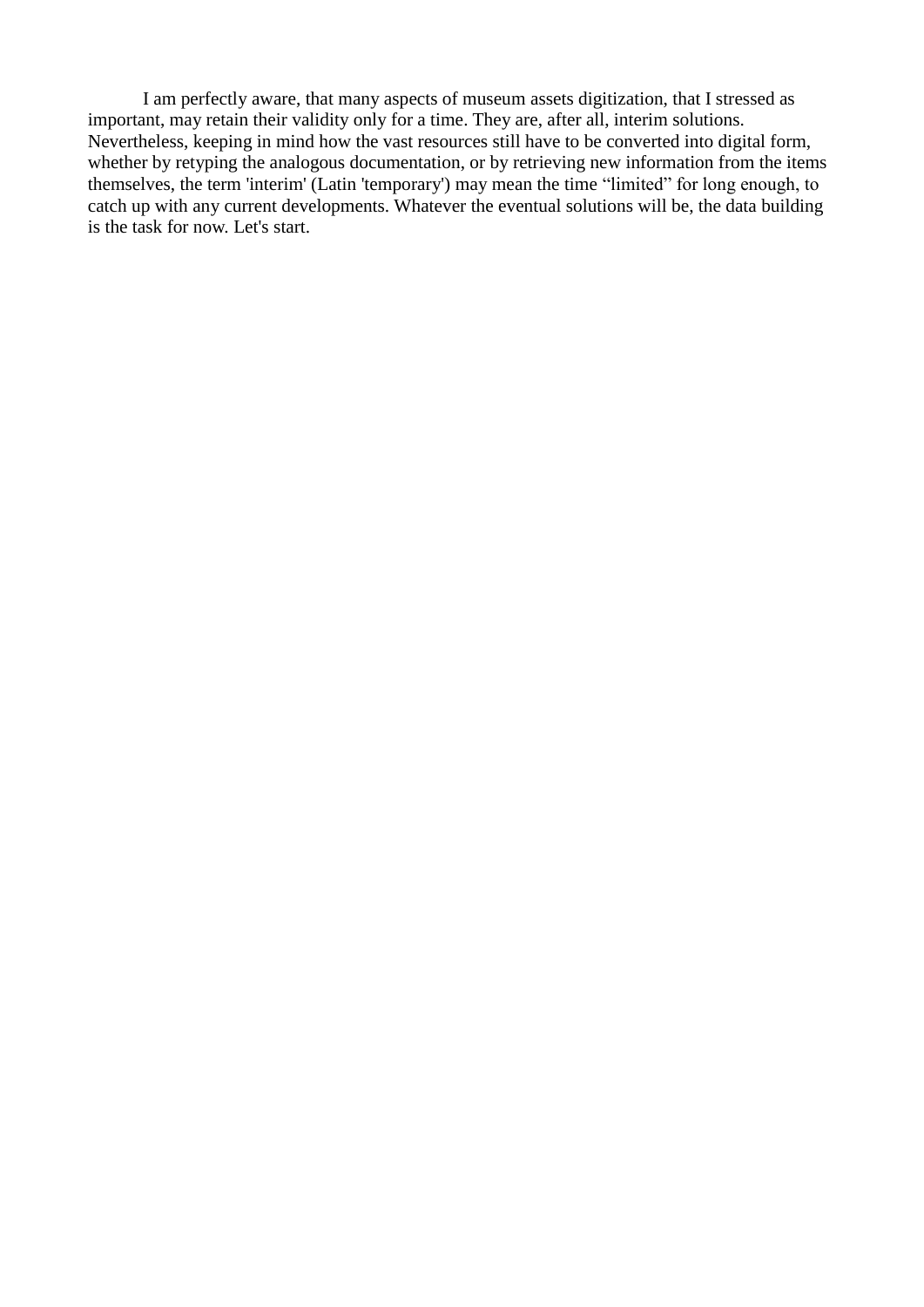I am perfectly aware, that many aspects of museum assets digitization, that I stressed as important, may retain their validity only for a time. They are, after all, interim solutions. Nevertheless, keeping in mind how the vast resources still have to be converted into digital form, whether by retyping the analogous documentation, or by retrieving new information from the items themselves, the term 'interim' (Latin 'temporary') may mean the time “limited” for long enough, to catch up with any current developments. Whatever the eventual solutions will be, the data building is the task for now. Let's start.